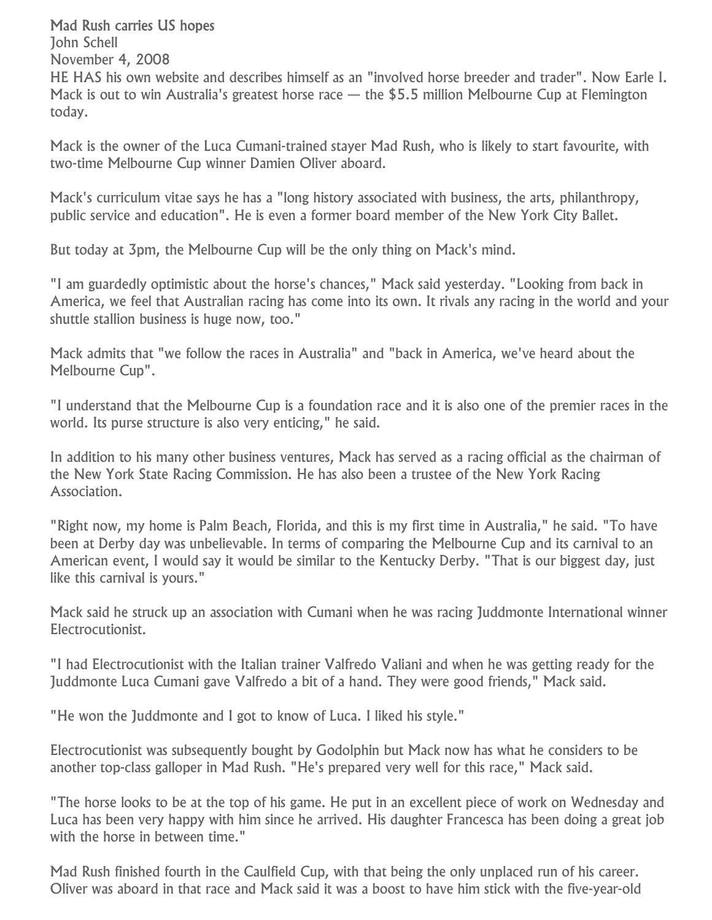# Mad Rush carries US hopes

John Schell

November 4, 2008

HE HAS his own website and describes himself as an "involved horse breeder and trader". Now Earle I. Mack is out to win Australia's greatest horse race — the $5.5 million Melbourne Cup at Flemington today.

Mack is the owner of the Luca Cumani-trained stayer Mad Rush, who is likely to start favourite, with two-time Melbourne Cup winner Damien Oliver aboard.

Mack's curriculum vitae says he has a "long history associated with business, the arts, philanthropy, public service and education". He is even a former board member of the New York City Ballet.

But today at 3pm, the Melbourne Cup will be the only thing on Mack's mind.

"I am guardedly optimistic about the horse's chances," Mack said yesterday. "Looking from back in America, we feel that Australian racing has come into its own. It rivals any racing in the world and your shuttle stallion business is huge now, too."

Mack admits that "we follow the races in Australia" and "back in America, we've heard about the Melbourne Cup".

"I understand that the Melbourne Cup is a foundation race and it is also one of the premier races in the world. Its purse structure is also very enticing," he said.

In addition to his many other business ventures, Mack has served as a racing official as the chairman of the New York State Racing Commission. He has also been a trustee of the New York Racing Association.

"Right now, my home is Palm Beach, Florida, and this is my first time in Australia," he said. "To have been at Derby day was unbelievable. In terms of comparing the Melbourne Cup and its carnival to an American event, I would say it would be similar to the Kentucky Derby. "That is our biggest day, just like this carnival is yours."

Mack said he struck up an association with Cumani when he was racing Juddmonte International winner Electrocutionist.

"I had Electrocutionist with the Italian trainer Valfredo Valiani and when he was getting ready for the Juddmonte Luca Cumani gave Valfredo a bit of a hand. They were good friends," Mack said.

"He won the Juddmonte and I got to know of Luca. I liked his style."

Electrocutionist was subsequently bought by Godolphin but Mack now has what he considers to be another top-class galloper in Mad Rush. "He's prepared very well for this race," Mack said.

"The horse looks to be at the top of his game. He put in an excellent piece of work on Wednesday and Luca has been very happy with him since he arrived. His daughter Francesca has been doing a great job with the horse in between time."

Mad Rush finished fourth in the Caulfield Cup, with that being the only unplaced run of his career. Oliver was aboard in that race and Mack said it was a boost to have him stick with the five-year-old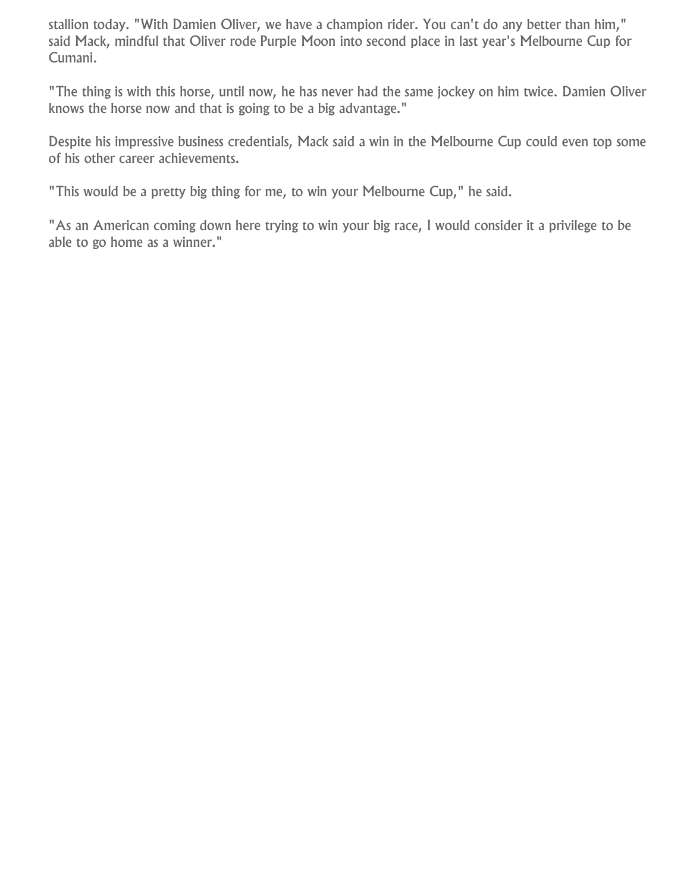stallion today. "With Damien Oliver, we have a champion rider. You can't do any better than him," said Mack, mindful that Oliver rode Purple Moon into second place in last year's Melbourne Cup for Cumani.

"The thing is with this horse, until now, he has never had the same jockey on him twice. Damien Oliver knows the horse now and that is going to be a big advantage."

Despite his impressive business credentials, Mack said a win in the Melbourne Cup could even top some of his other career achievements.

"This would be a pretty big thing for me, to win your Melbourne Cup," he said.

"As an American coming down here trying to win your big race, I would consider it a privilege to be able to go home as a winner."